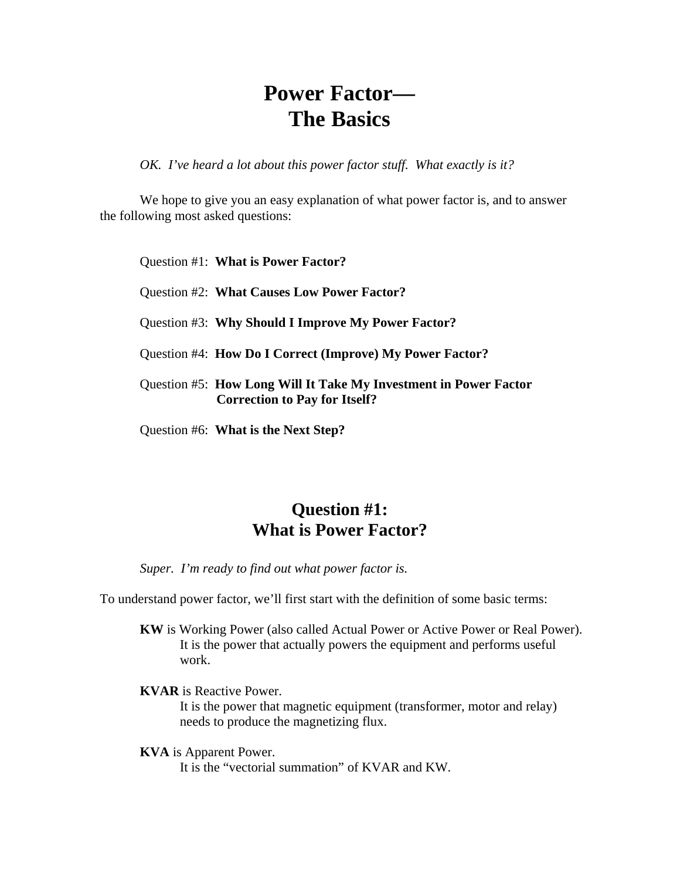# Power Factor—
# The Basics

*OK. I've heard a lot about this power factor stuff. What exactly is it?*

We hope to give you an easy explanation of what power factor is, and to answer the following most asked questions:

Question #1: **What is Power Factor?**

Question #2: **What Causes Low Power Factor?**

Question #3: **Why Should I Improve My Power Factor?**

Question #4: **How Do I Correct (Improve) My Power Factor?**

Question #5: **How Long Will It Take My Investment in Power Factor Correction to Pay for Itself?**

Question #6: **What is the Next Step?**

## Question #1:
## What is Power Factor?

*Super. I'm ready to find out what power factor is.*

To understand power factor, we'll first start with the definition of some basic terms:

**KW** is Working Power (also called Actual Power or Active Power or Real Power).
It is the power that actually powers the equipment and performs useful work.

**KVAR** is Reactive Power.
It is the power that magnetic equipment (transformer, motor and relay) needs to produce the magnetizing flux.

**KVA** is Apparent Power.
It is the "vectorial summation" of KVAR and KW.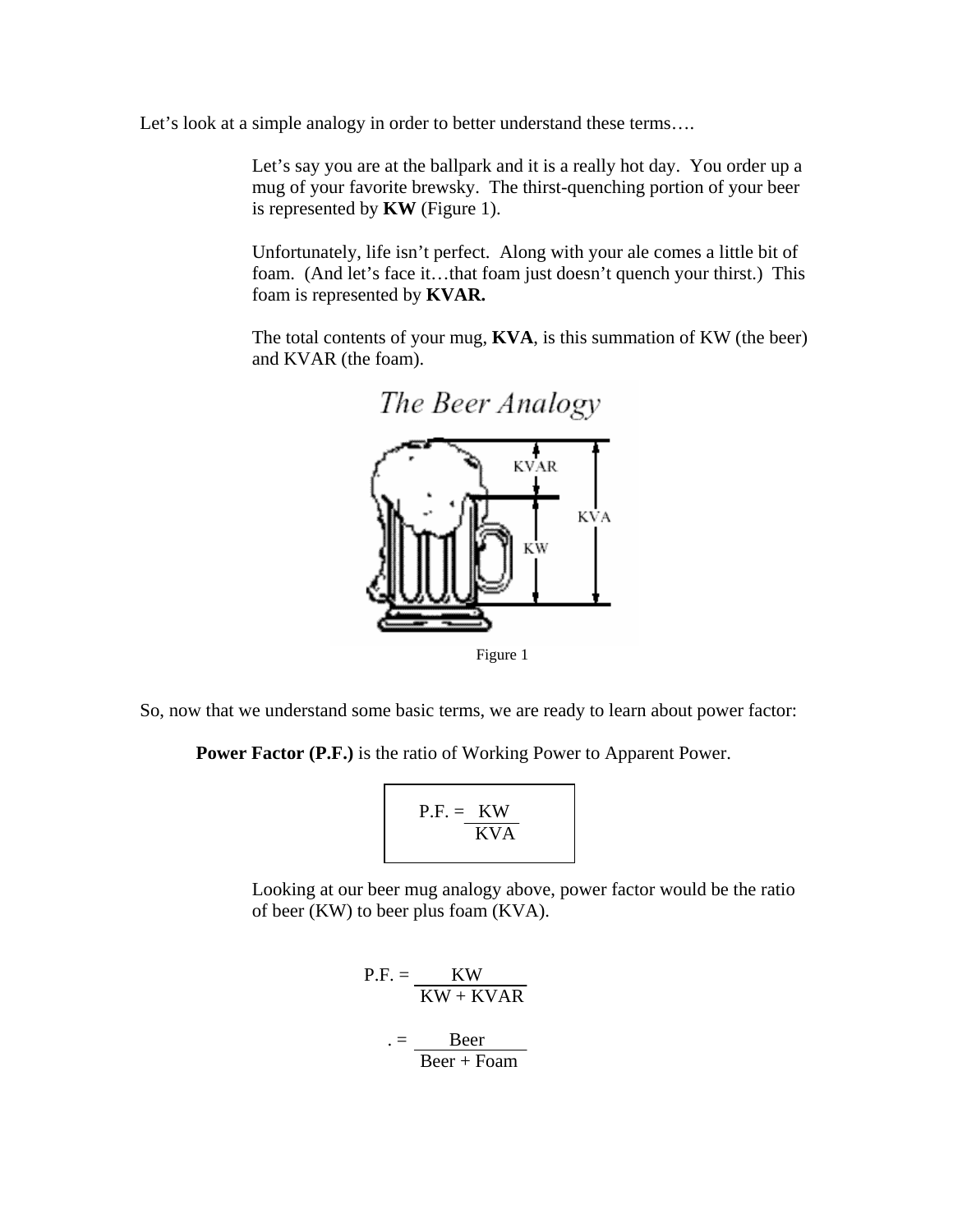Let's look at a simple analogy in order to better understand these terms….

Let's say you are at the ballpark and it is a really hot day. You order up a mug of your favorite brewsky. The thirst-quenching portion of your beer is represented by **KW** (Figure 1).

Unfortunately, life isn't perfect. Along with your ale comes a little bit of foam. (And let's face it…that foam just doesn't quench your thirst.) This foam is represented by **KVAR.**

The total contents of your mug, **KVA**, is this summation of KW (the beer) and KVAR (the foam).

Figure 1

So, now that we understand some basic terms, we are ready to learn about power factor:

**Power Factor (P.F.)** is the ratio of Working Power to Apparent Power.

$$\text{P.F.} = \frac{\text{KW}}{\text{KVA}}$$

Looking at our beer mug analogy above, power factor would be the ratio of beer (KW) to beer plus foam (KVA).

$$\text{P.F.} = \frac{\text{KW}}{\text{KW + KVAR}}$$

$$= \frac{\text{Beer}}{\text{Beer + Foam}}$$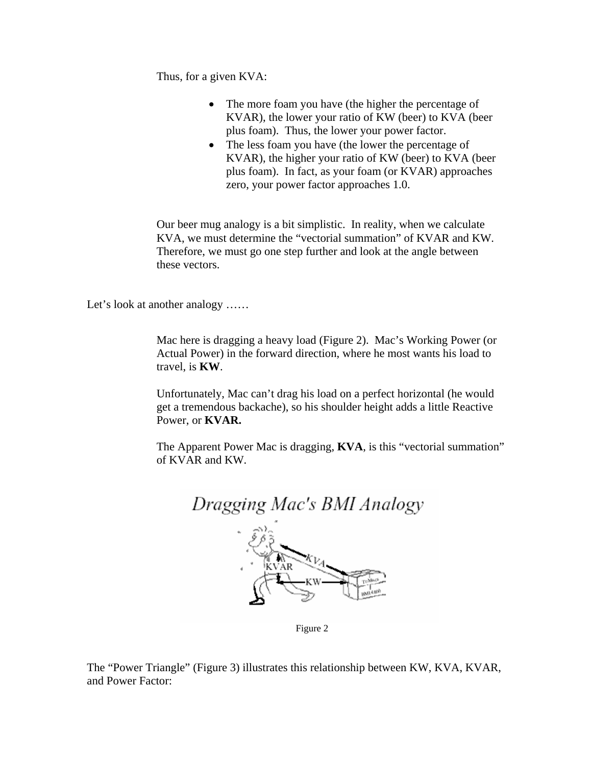Thus, for a given KVA:

- The more foam you have (the higher the percentage of KVAR), the lower your ratio of KW (beer) to KVA (beer plus foam). Thus, the lower your power factor.
- The less foam you have (the lower the percentage of KVAR), the higher your ratio of KW (beer) to KVA (beer plus foam). In fact, as your foam (or KVAR) approaches zero, your power factor approaches 1.0.

Our beer mug analogy is a bit simplistic. In reality, when we calculate KVA, we must determine the "vectorial summation" of KVAR and KW. Therefore, we must go one step further and look at the angle between these vectors.

Let's look at another analogy ……

Mac here is dragging a heavy load (Figure 2). Mac's Working Power (or Actual Power) in the forward direction, where he most wants his load to travel, is **KW**.

Unfortunately, Mac can't drag his load on a perfect horizontal (he would get a tremendous backache), so his shoulder height adds a little Reactive Power, or **KVAR.**

The Apparent Power Mac is dragging, **KVA**, is this "vectorial summation" of KVAR and KW.

*Dragging Mac's BMI Analogy*

Figure 2

The "Power Triangle" (Figure 3) illustrates this relationship between KW, KVA, KVAR, and Power Factor: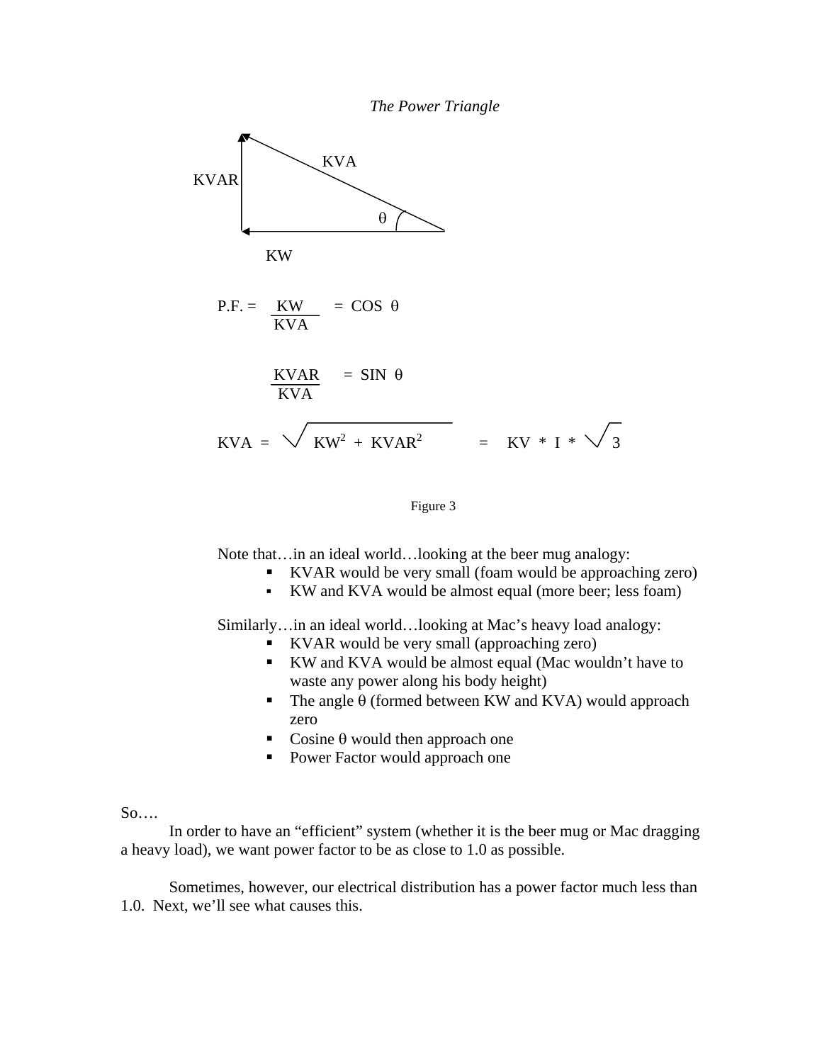*The Power Triangle*

KVA

KVAR

θ

KW

$$P.F. = \frac{KW}{KVA} = \cos\theta$$

$$\frac{KVAR}{KVA} = \sin\theta$$

$$KVA = \sqrt{KW^2 + KVAR^2} = KV * I * \sqrt{3}$$

Figure 3

Note that…in an ideal world…looking at the beer mug analogy:

- KVAR would be very small (foam would be approaching zero)
- KW and KVA would be almost equal (more beer; less foam)

Similarly…in an ideal world…looking at Mac's heavy load analogy:

- KVAR would be very small (approaching zero)
- KW and KVA would be almost equal (Mac wouldn't have to waste any power along his body height)
- The angle θ (formed between KW and KVA) would approach zero
- Cosine θ would then approach one
- Power Factor would approach one

So….

In order to have an "efficient" system (whether it is the beer mug or Mac dragging a heavy load), we want power factor to be as close to 1.0 as possible.

Sometimes, however, our electrical distribution has a power factor much less than 1.0. Next, we'll see what causes this.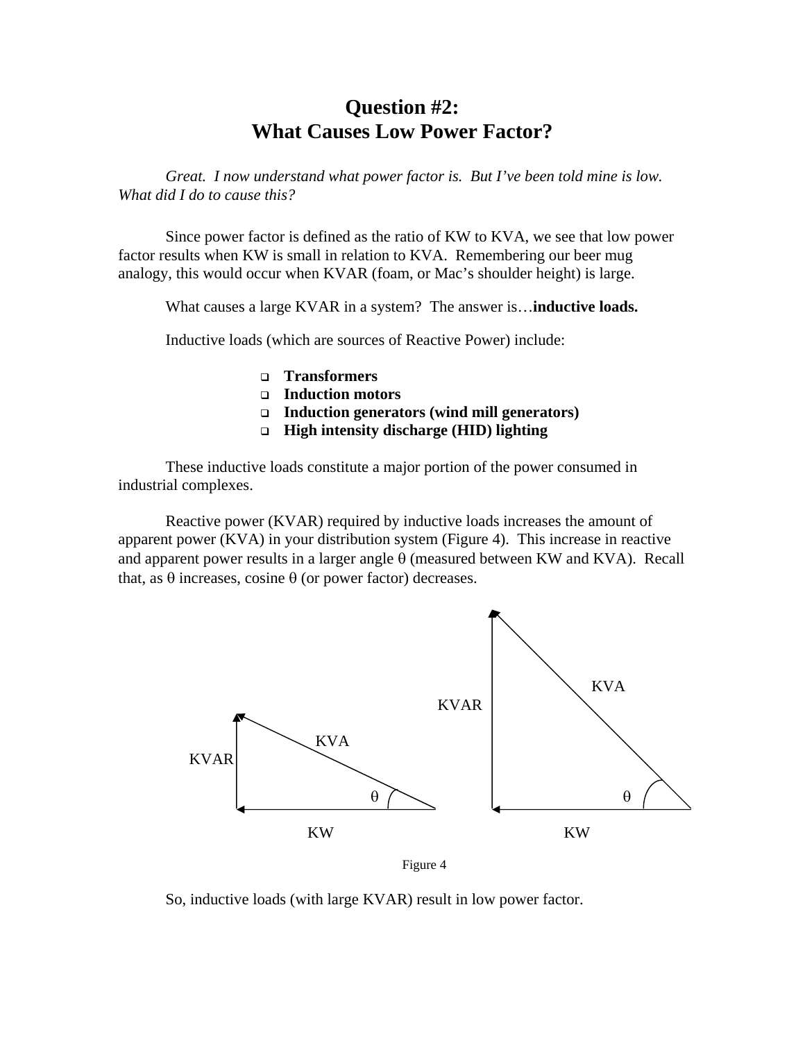# Question #2:
# What Causes Low Power Factor?

*Great. I now understand what power factor is. But I've been told mine is low. What did I do to cause this?*

Since power factor is defined as the ratio of KW to KVA, we see that low power factor results when KW is small in relation to KVA. Remembering our beer mug analogy, this would occur when KVAR (foam, or Mac's shoulder height) is large.

What causes a large KVAR in a system? The answer is…**inductive loads.**

Inductive loads (which are sources of Reactive Power) include:

- **Transformers**
- **Induction motors**
- **Induction generators (wind mill generators)**
- **High intensity discharge (HID) lighting**

These inductive loads constitute a major portion of the power consumed in industrial complexes.

Reactive power (KVAR) required by inductive loads increases the amount of apparent power (KVA) in your distribution system (Figure 4). This increase in reactive and apparent power results in a larger angle θ (measured between KW and KVA). Recall that, as θ increases, cosine θ (or power factor) decreases.

Figure 4

So, inductive loads (with large KVAR) result in low power factor.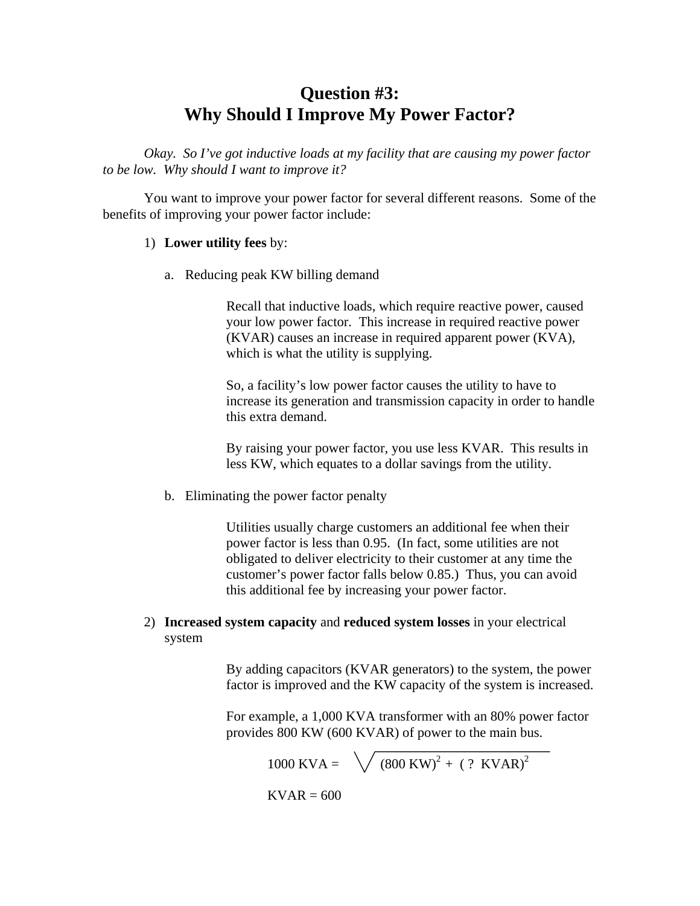# Question #3:
# Why Should I Improve My Power Factor?

*Okay. So I've got inductive loads at my facility that are causing my power factor to be low. Why should I want to improve it?*

You want to improve your power factor for several different reasons. Some of the benefits of improving your power factor include:

1) **Lower utility fees** by:

   a. Reducing peak KW billing demand

      Recall that inductive loads, which require reactive power, caused your low power factor. This increase in required reactive power (KVAR) causes an increase in required apparent power (KVA), which is what the utility is supplying.

      So, a facility's low power factor causes the utility to have to increase its generation and transmission capacity in order to handle this extra demand.

      By raising your power factor, you use less KVAR. This results in less KW, which equates to a dollar savings from the utility.

   b. Eliminating the power factor penalty

      Utilities usually charge customers an additional fee when their power factor is less than 0.95. (In fact, some utilities are not obligated to deliver electricity to their customer at any time the customer's power factor falls below 0.85.) Thus, you can avoid this additional fee by increasing your power factor.

2) **Increased system capacity** and **reduced system losses** in your electrical system

   By adding capacitors (KVAR generators) to the system, the power factor is improved and the KW capacity of the system is increased.

   For example, a 1,000 KVA transformer with an 80% power factor provides 800 KW (600 KVAR) of power to the main bus.

$$1000 \text{ KVA} = \sqrt{(800 \text{ KW})^2 + (\text{ ? KVAR})^2}$$

$$\text{KVAR} = 600$$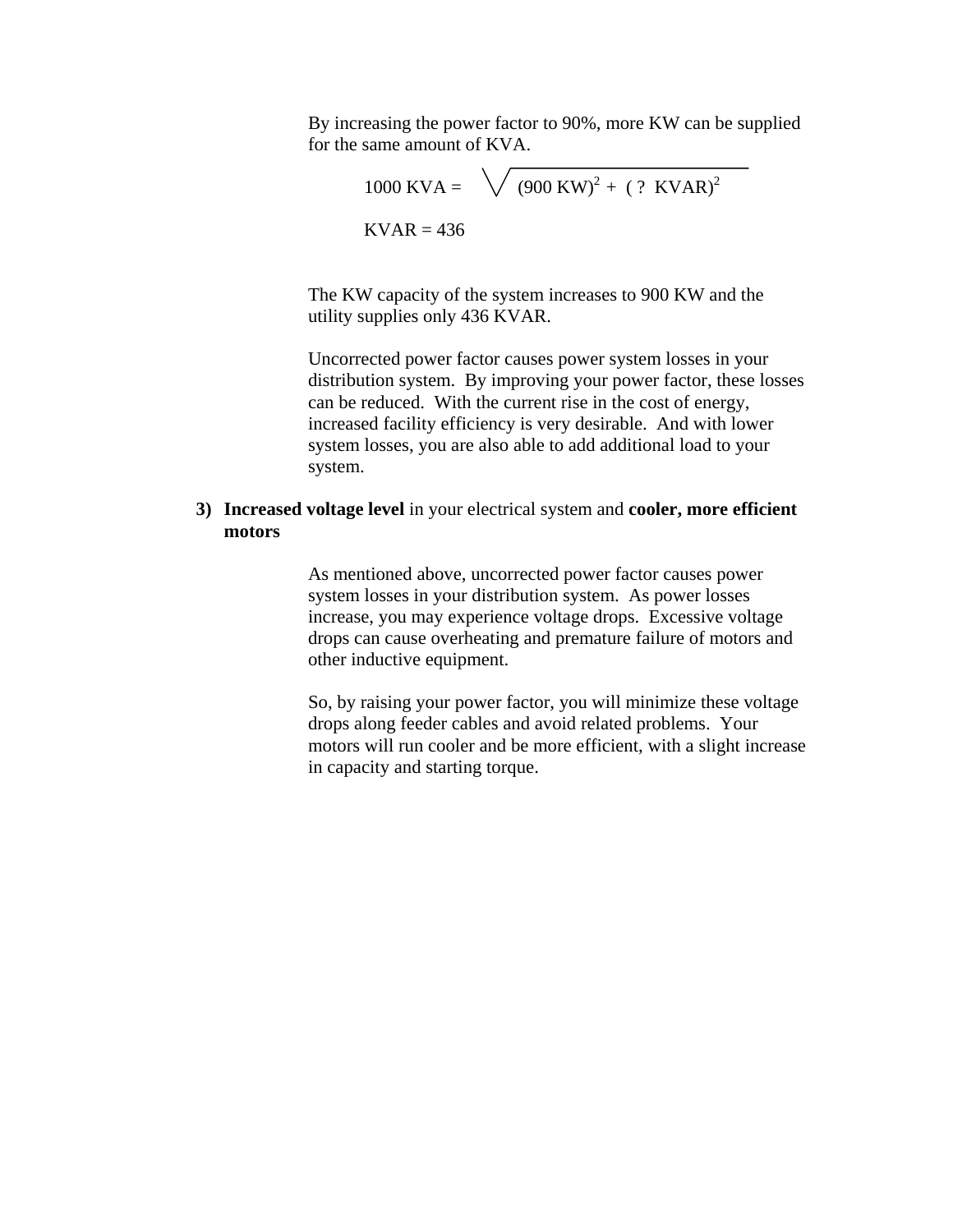By increasing the power factor to 90%, more KW can be supplied for the same amount of KVA.

$$1000 \text{ KVA} = \sqrt{(900 \text{ KW})^2 + (\text{ ? KVAR})^2}$$

KVAR = 436

The KW capacity of the system increases to 900 KW and the utility supplies only 436 KVAR.

Uncorrected power factor causes power system losses in your distribution system. By improving your power factor, these losses can be reduced. With the current rise in the cost of energy, increased facility efficiency is very desirable. And with lower system losses, you are also able to add additional load to your system.

3) **Increased voltage level** in your electrical system and **cooler, more efficient motors**

As mentioned above, uncorrected power factor causes power system losses in your distribution system. As power losses increase, you may experience voltage drops. Excessive voltage drops can cause overheating and premature failure of motors and other inductive equipment.

So, by raising your power factor, you will minimize these voltage drops along feeder cables and avoid related problems. Your motors will run cooler and be more efficient, with a slight increase in capacity and starting torque.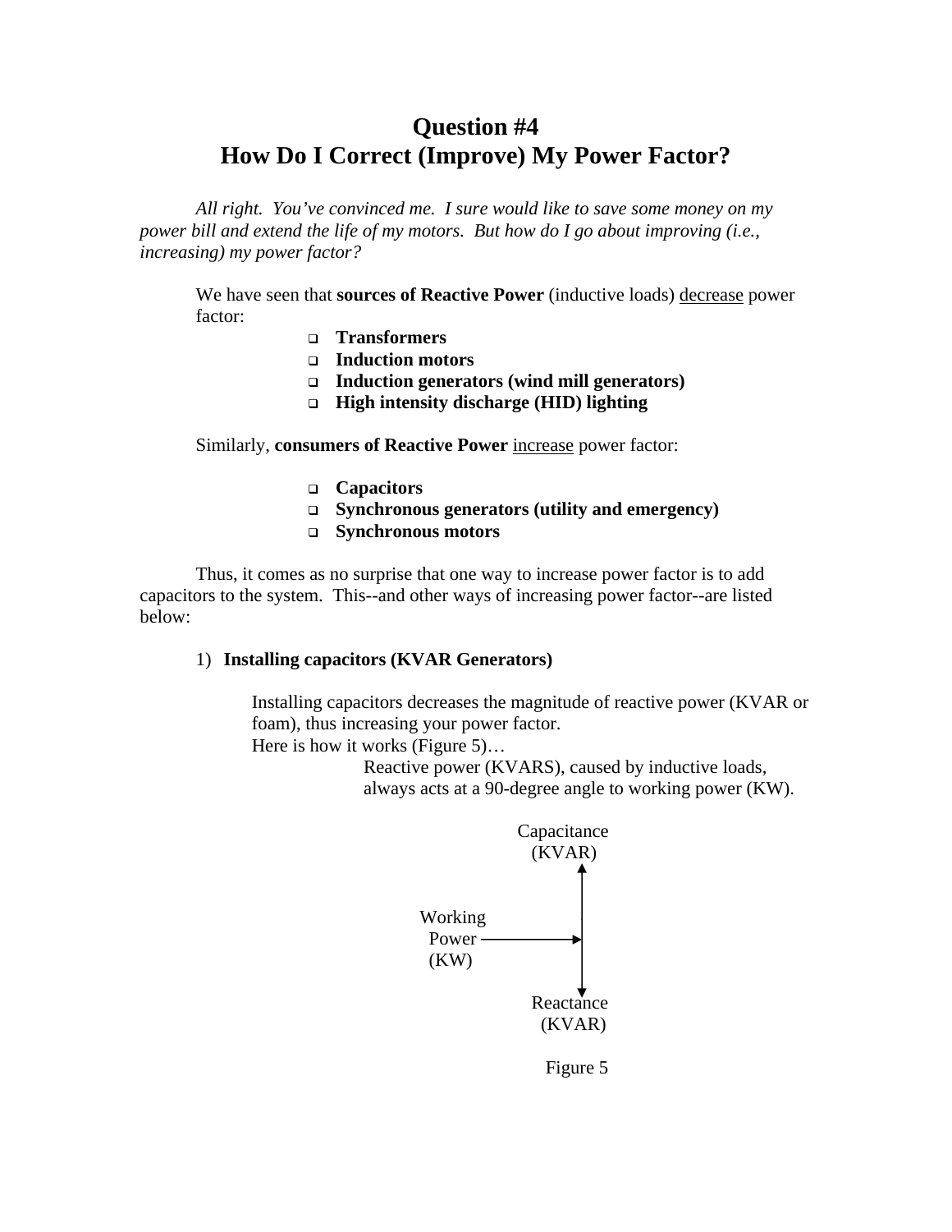# Question #4
# How Do I Correct (Improve) My Power Factor?

*All right. You've convinced me. I sure would like to save some money on my power bill and extend the life of my motors. But how do I go about improving (i.e., increasing) my power factor?*

We have seen that **sources of Reactive Power** (inductive loads) decrease power factor:

- **Transformers**
- **Induction motors**
- **Induction generators (wind mill generators)**
- **High intensity discharge (HID) lighting**

Similarly, **consumers of Reactive Power** increase power factor:

- **Capacitors**
- **Synchronous generators (utility and emergency)**
- **Synchronous motors**

Thus, it comes as no surprise that one way to increase power factor is to add capacitors to the system. This--and other ways of increasing power factor--are listed below:

1) **Installing capacitors (KVAR Generators)**

Installing capacitors decreases the magnitude of reactive power (KVAR or foam), thus increasing your power factor.
Here is how it works (Figure 5)…

Reactive power (KVARS), caused by inductive loads, always acts at a 90-degree angle to working power (KW).

Capacitance (KVAR)

Working Power (KW)

Reactance (KVAR)

Figure 5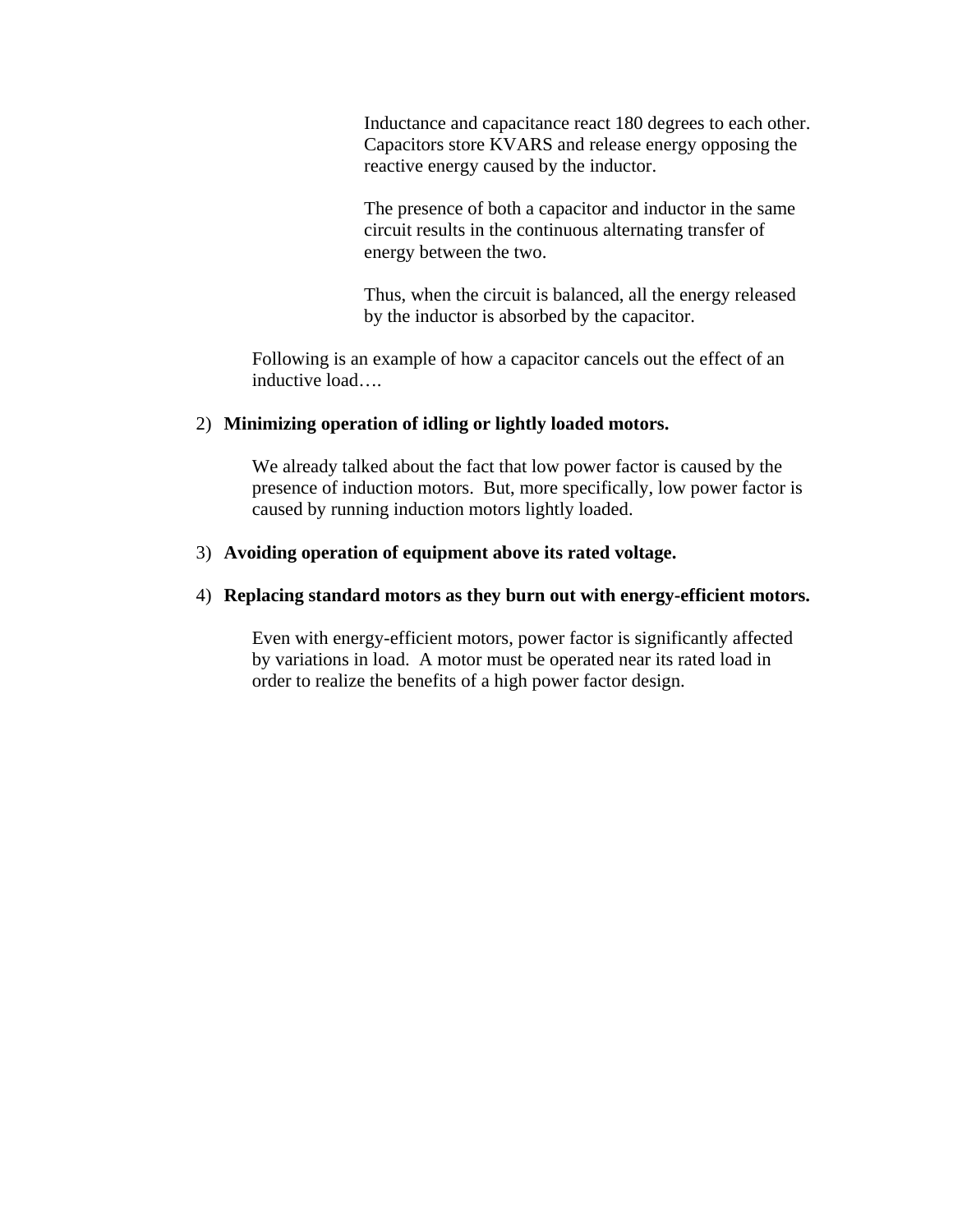Inductance and capacitance react 180 degrees to each other. Capacitors store KVARS and release energy opposing the reactive energy caused by the inductor.

The presence of both a capacitor and inductor in the same circuit results in the continuous alternating transfer of energy between the two.

Thus, when the circuit is balanced, all the energy released by the inductor is absorbed by the capacitor.

Following is an example of how a capacitor cancels out the effect of an inductive load….

2) **Minimizing operation of idling or lightly loaded motors.**

   We already talked about the fact that low power factor is caused by the presence of induction motors. But, more specifically, low power factor is caused by running induction motors lightly loaded.

3) **Avoiding operation of equipment above its rated voltage.**

4) **Replacing standard motors as they burn out with energy-efficient motors.**

   Even with energy-efficient motors, power factor is significantly affected by variations in load. A motor must be operated near its rated load in order to realize the benefits of a high power factor design.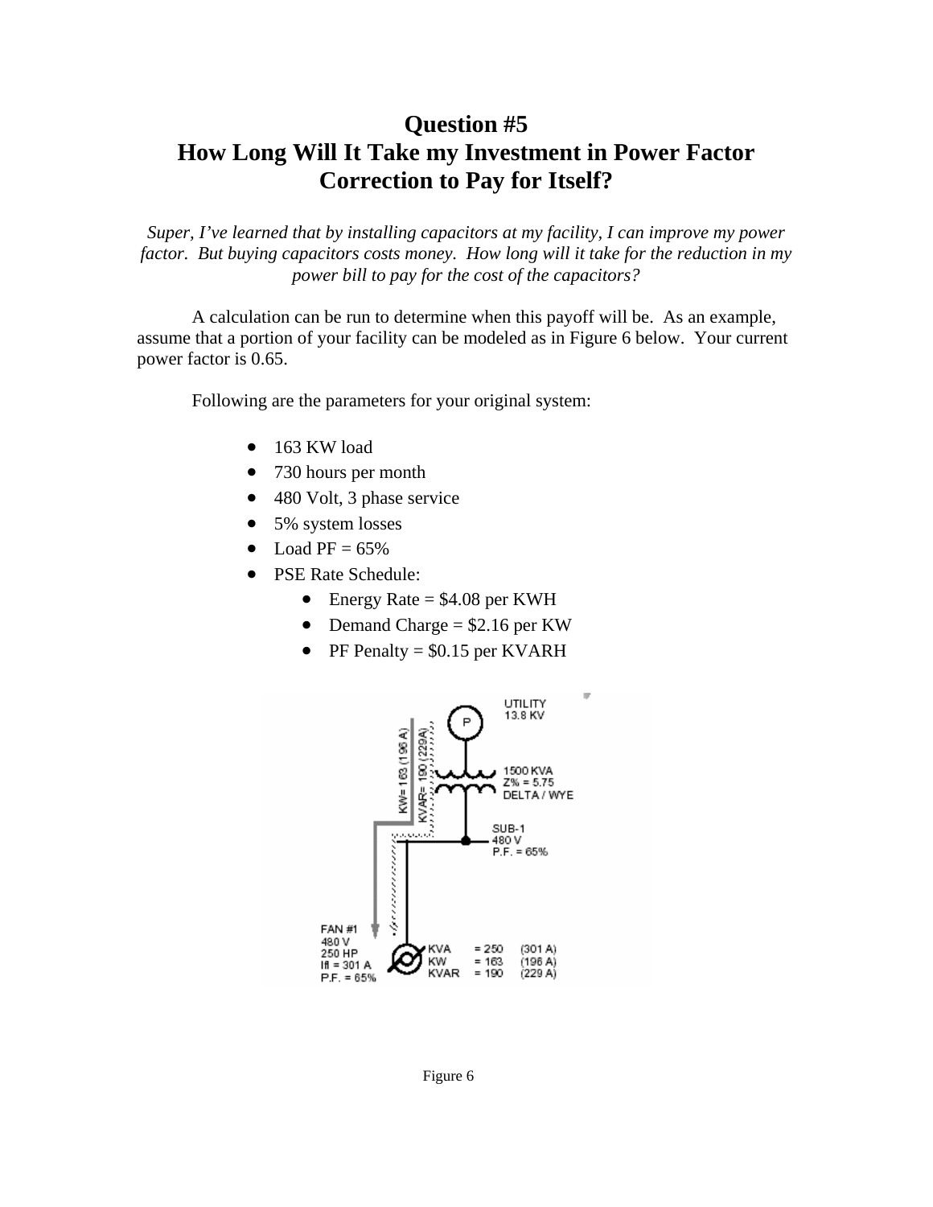# Question #5
# How Long Will It Take my Investment in Power Factor Correction to Pay for Itself?

*Super, I've learned that by installing capacitors at my facility, I can improve my power factor. But buying capacitors costs money. How long will it take for the reduction in my power bill to pay for the cost of the capacitors?*

A calculation can be run to determine when this payoff will be. As an example, assume that a portion of your facility can be modeled as in Figure 6 below. Your current power factor is 0.65.

Following are the parameters for your original system:

- 163 KW load
- 730 hours per month
- 480 Volt, 3 phase service
- 5% system losses
- Load PF = 65%
- PSE Rate Schedule:
  - Energy Rate = $4.08 per KWH
  - Demand Charge = $2.16 per KW
  - PF Penalty = $0.15 per KVARH

Figure 6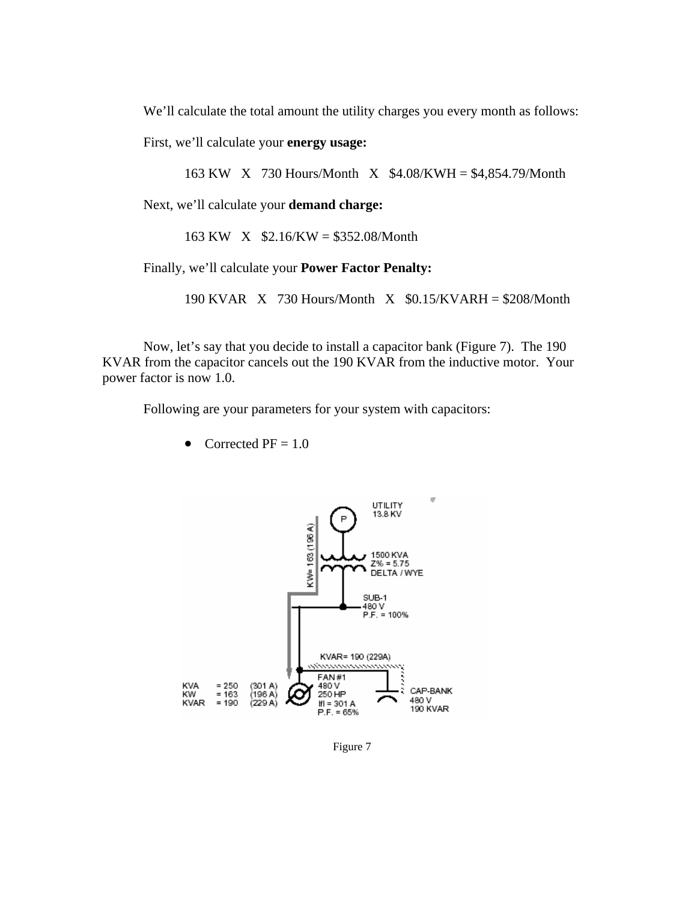We'll calculate the total amount the utility charges you every month as follows:

First, we'll calculate your **energy usage:**

163 KW X 730 Hours/Month X $4.08/KWH = $4,854.79/Month

Next, we'll calculate your **demand charge:**

163 KW X $2.16/KW = $352.08/Month

Finally, we'll calculate your **Power Factor Penalty:**

190 KVAR X 730 Hours/Month X $0.15/KVARH = $208/Month

Now, let's say that you decide to install a capacitor bank (Figure 7). The 190 KVAR from the capacitor cancels out the 190 KVAR from the inductive motor. Your power factor is now 1.0.

Following are your parameters for your system with capacitors:

- Corrected PF = 1.0

Figure 7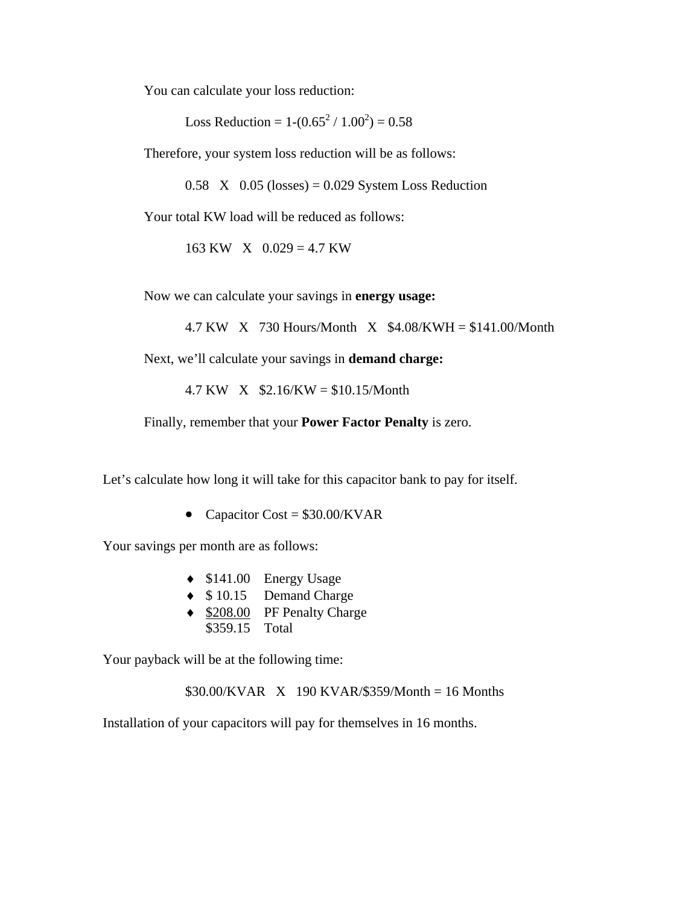You can calculate your loss reduction:

Loss Reduction = $1-(0.65^2 / 1.00^2) = 0.58$

Therefore, your system loss reduction will be as follows:

0.58 X 0.05 (losses) = 0.029 System Loss Reduction

Your total KW load will be reduced as follows:

163 KW X 0.029 = 4.7 KW

Now we can calculate your savings in **energy usage:**

4.7 KW X 730 Hours/Month X $4.08/KWH = $141.00/Month

Next, we'll calculate your savings in **demand charge:**

4.7 KW X $2.16/KW = $10.15/Month

Finally, remember that your **Power Factor Penalty** is zero.

Let's calculate how long it will take for this capacitor bank to pay for itself.

- Capacitor Cost = $30.00/KVAR

Your savings per month are as follows:

- $141.00 Energy Usage
- $ 10.15 Demand Charge
- $208.00 PF Penalty Charge

$359.15 Total

Your payback will be at the following time:

$30.00/KVAR X 190 KVAR/$359/Month = 16 Months

Installation of your capacitors will pay for themselves in 16 months.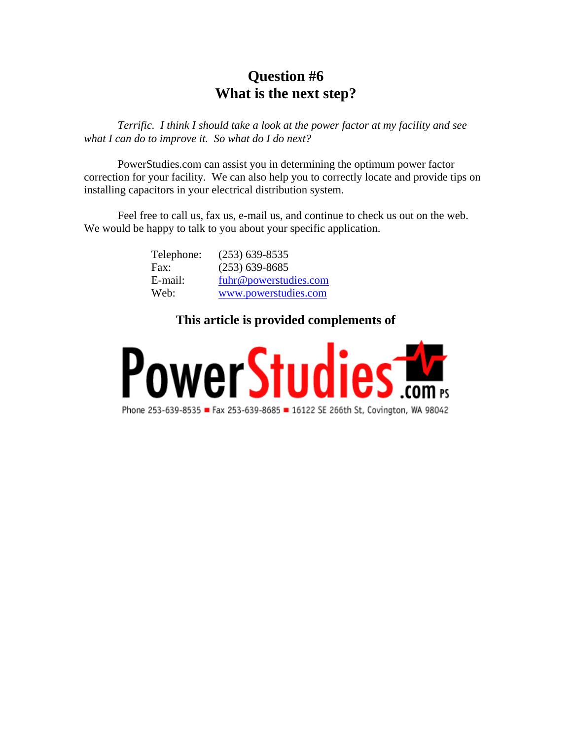# Question #6
# What is the next step?

*Terrific. I think I should take a look at the power factor at my facility and see what I can do to improve it. So what do I do next?*

PowerStudies.com can assist you in determining the optimum power factor correction for your facility. We can also help you to correctly locate and provide tips on installing capacitors in your electrical distribution system.

Feel free to call us, fax us, e-mail us, and continue to check us out on the web. We would be happy to talk to you about your specific application.

| | |
|---|---|
| Telephone: | (253) 639-8535 |
| Fax: | (253) 639-8685 |
| E-mail: | fuhr@powerstudies.com |
| Web: | www.powerstudies.com |

**This article is provided complements of**

PowerStudies.com PS

Phone 253-639-8535 ■ Fax 253-639-8685 ■ 16122 SE 266th St, Covington, WA 98042